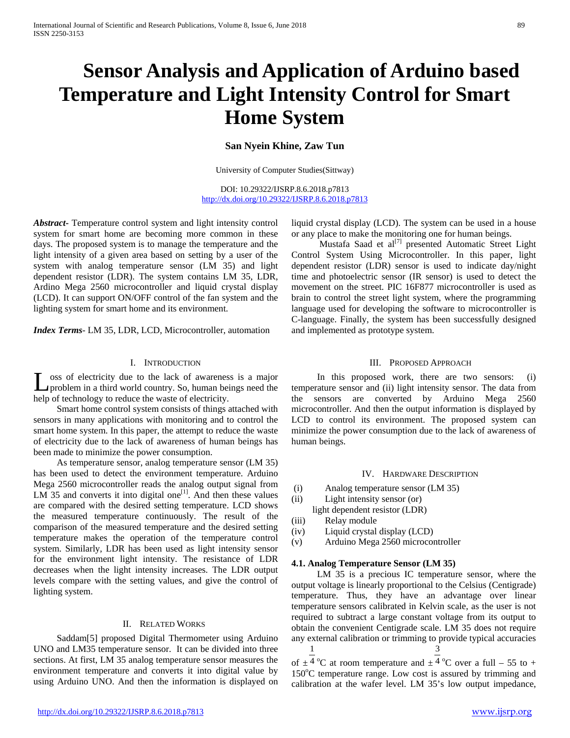# Sensor Analysis and Application of Arduino based Temperature and Light Intensity Control for Smart Home System

**San Nyein Khine, Zaw Tun**

University of Computer Studies(Sittway)

DOI: 10.29322/IJSRP.8.6.2018.p7813
http://dx.doi.org/10.29322/IJSRP.8.6.2018.p7813

***Abstract-*** Temperature control system and light intensity control system for smart home are becoming more common in these days. The proposed system is to manage the temperature and the light intensity of a given area based on setting by a user of the system with analog temperature sensor (LM 35) and light dependent resistor (LDR). The system contains LM 35, LDR, Ardino Mega 2560 microcontroller and liquid crystal display (LCD). It can support ON/OFF control of the fan system and the lighting system for smart home and its environment.

***Index Terms-*** LM 35, LDR, LCD, Microcontroller, automation

## I. Introduction

Loss of electricity due to the lack of awareness is a major problem in a third world country. So, human beings need the help of technology to reduce the waste of electricity.

Smart home control system consists of things attached with sensors in many applications with monitoring and to control the smart home system. In this paper, the attempt to reduce the waste of electricity due to the lack of awareness of human beings has been made to minimize the power consumption.

As temperature sensor, analog temperature sensor (LM 35) has been used to detect the environment temperature. Arduino Mega 2560 microcontroller reads the analog output signal from LM 35 and converts it into digital one[1]. And then these values are compared with the desired setting temperature. LCD shows the measured temperature continuously. The result of the comparison of the measured temperature and the desired setting temperature makes the operation of the temperature control system. Similarly, LDR has been used as light intensity sensor for the environment light intensity. The resistance of LDR decreases when the light intensity increases. The LDR output levels compare with the setting values, and give the control of lighting system.

## II. Related Works

Saddam[5] proposed Digital Thermometer using Arduino UNO and LM35 temperature sensor. It can be divided into three sections. At first, LM 35 analog temperature sensor measures the environment temperature and converts it into digital value by using Arduino UNO. And then the information is displayed on liquid crystal display (LCD). The system can be used in a house or any place to make the monitoring one for human beings.

Mustafa Saad et al[7] presented Automatic Street Light Control System Using Microcontroller. In this paper, light dependent resistor (LDR) sensor is used to indicate day/night time and photoelectric sensor (IR sensor) is used to detect the movement on the street. PIC 16F877 microcontroller is used as brain to control the street light system, where the programming language used for developing the software to microcontroller is C-language. Finally, the system has been successfully designed and implemented as prototype system.

## III. Proposed Approach

In this proposed work, there are two sensors: (i) temperature sensor and (ii) light intensity sensor. The data from the sensors are converted by Arduino Mega 2560 microcontroller. And then the output information is displayed by LCD to control its environment. The proposed system can minimize the power consumption due to the lack of awareness of human beings.

## IV. Hardware Description

(i) Analog temperature sensor (LM 35)
(ii) Light intensity sensor (or) light dependent resistor (LDR)
(iii) Relay module
(iv) Liquid crystal display (LCD)
(v) Arduino Mega 2560 microcontroller

### 4.1. Analog Temperature Sensor (LM 35)

LM 35 is a precious IC temperature sensor, where the output voltage is linearly proportional to the Celsius (Centigrade) temperature. Thus, they have an advantage over linear temperature sensors calibrated in Kelvin scale, as the user is not required to subtract a large constant voltage from its output to obtain the convenient Centigrade scale. LM 35 does not require any external calibration or trimming to provide typical accuracies of $\pm\frac{1}{4}$ °C at room temperature and $\pm\frac{3}{4}$ °C over a full – 55 to + 150°C temperature range. Low cost is assured by trimming and calibration at the wafer level. LM 35's low output impedance,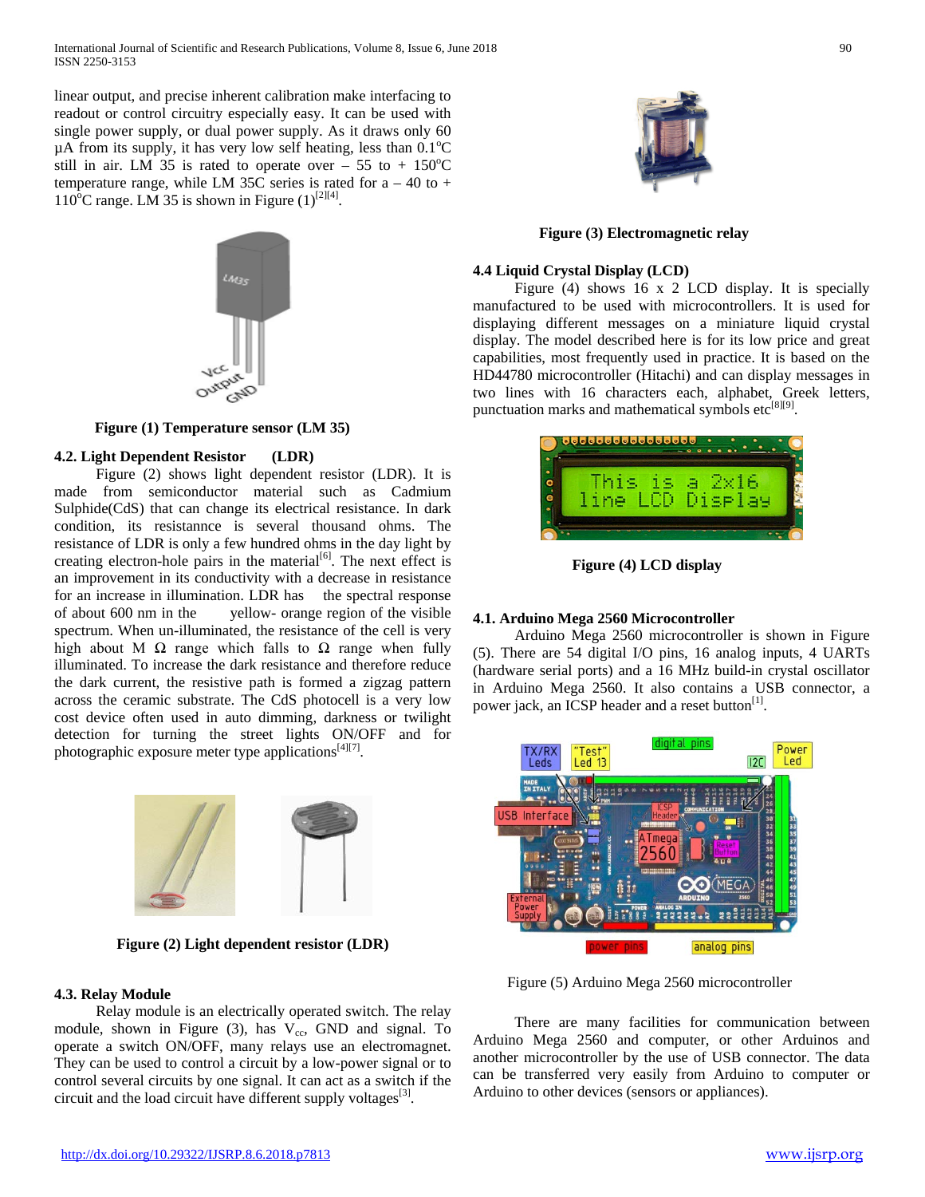linear output, and precise inherent calibration make interfacing to readout or control circuitry especially easy. It can be used with single power supply, or dual power supply. As it draws only 60 µA from its supply, it has very low self heating, less than 0.1°C still in air. LM 35 is rated to operate over – 55 to + 150°C temperature range, while LM 35C series is rated for a – 40 to + 110°C range. LM 35 is shown in Figure (1)[2][4].

**Figure (1) Temperature sensor (LM 35)**

### 4.2. Light Dependent Resistor (LDR)

Figure (2) shows light dependent resistor (LDR). It is made from semiconductor material such as Cadmium Sulphide(CdS) that can change its electrical resistance. In dark condition, its resistannce is several thousand ohms. The resistance of LDR is only a few hundred ohms in the day light by creating electron-hole pairs in the material[6]. The next effect is an improvement in its conductivity with a decrease in resistance for an increase in illumination. LDR has the spectral response of about 600 nm in the yellow- orange region of the visible spectrum. When un-illuminated, the resistance of the cell is very high about M Ω range which falls to Ω range when fully illuminated. To increase the dark resistance and therefore reduce the dark current, the resistive path is formed a zigzag pattern across the ceramic substrate. The CdS photocell is a very low cost device often used in auto dimming, darkness or twilight detection for turning the street lights ON/OFF and for photographic exposure meter type applications[4][7].

**Figure (2) Light dependent resistor (LDR)**

### 4.3. Relay Module

Relay module is an electrically operated switch. The relay module, shown in Figure (3), has $V_{cc}$, GND and signal. To operate a switch ON/OFF, many relays use an electromagnet. They can be used to control a circuit by a low-power signal or to control several circuits by one signal. It can act as a switch if the circuit and the load circuit have different supply voltages[3].

**Figure (3) Electromagnetic relay**

### 4.4 Liquid Crystal Display (LCD)

Figure (4) shows 16 x 2 LCD display. It is specially manufactured to be used with microcontrollers. It is used for displaying different messages on a miniature liquid crystal display. The model described here is for its low price and great capabilities, most frequently used in practice. It is based on the HD44780 microcontroller (Hitachi) and can display messages in two lines with 16 characters each, alphabet, Greek letters, punctuation marks and mathematical symbols etc[8][9].

**Figure (4) LCD display**

### 4.1. Arduino Mega 2560 Microcontroller

Arduino Mega 2560 microcontroller is shown in Figure (5). There are 54 digital I/O pins, 16 analog inputs, 4 UARTs (hardware serial ports) and a 16 MHz build-in crystal oscillator in Arduino Mega 2560. It also contains a USB connector, a power jack, an ICSP header and a reset button[1].

Figure (5) Arduino Mega 2560 microcontroller

There are many facilities for communication between Arduino Mega 2560 and computer, or other Arduinos and another microcontroller by the use of USB connector. The data can be transferred very easily from Arduino to computer or Arduino to other devices (sensors or appliances).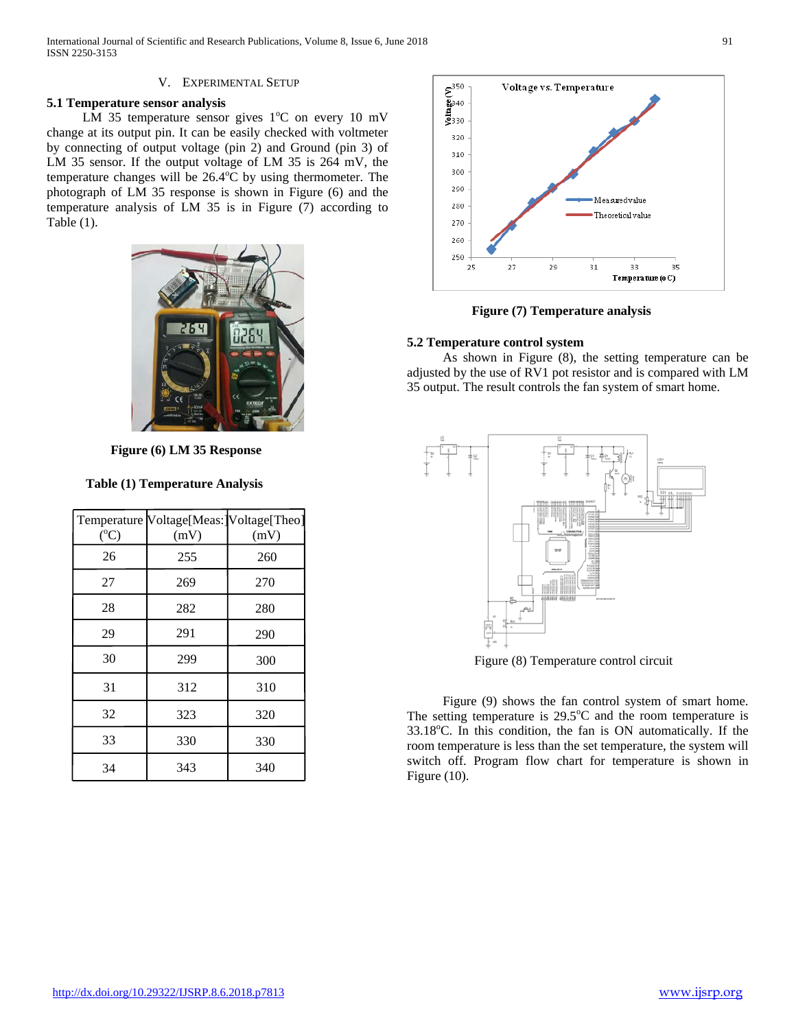## V. Experimental Setup

### 5.1 Temperature sensor analysis

LM 35 temperature sensor gives 1°C on every 10 mV change at its output pin. It can be easily checked with voltmeter by connecting of output voltage (pin 2) and Ground (pin 3) of LM 35 sensor. If the output voltage of LM 35 is 264 mV, the temperature changes will be 26.4°C by using thermometer. The photograph of LM 35 response is shown in Figure (6) and the temperature analysis of LM 35 is in Figure (7) according to Table (1).

**Figure (6) LM 35 Response**

**Table (1) Temperature Analysis**

| Temperature (°C) | Voltage[Meas:] (mV) | Voltage[Theo] (mV) |
|---|---|---|
| 26 | 255 | 260 |
| 27 | 269 | 270 |
| 28 | 282 | 280 |
| 29 | 291 | 290 |
| 30 | 299 | 300 |
| 31 | 312 | 310 |
| 32 | 323 | 320 |
| 33 | 330 | 330 |
| 34 | 343 | 340 |

**Figure (7) Temperature analysis**

### 5.2 Temperature control system

As shown in Figure (8), the setting temperature can be adjusted by the use of RV1 pot resistor and is compared with LM 35 output. The result controls the fan system of smart home.

Figure (8) Temperature control circuit

Figure (9) shows the fan control system of smart home. The setting temperature is 29.5°C and the room temperature is 33.18°C. In this condition, the fan is ON automatically. If the room temperature is less than the set temperature, the system will switch off. Program flow chart for temperature is shown in Figure (10).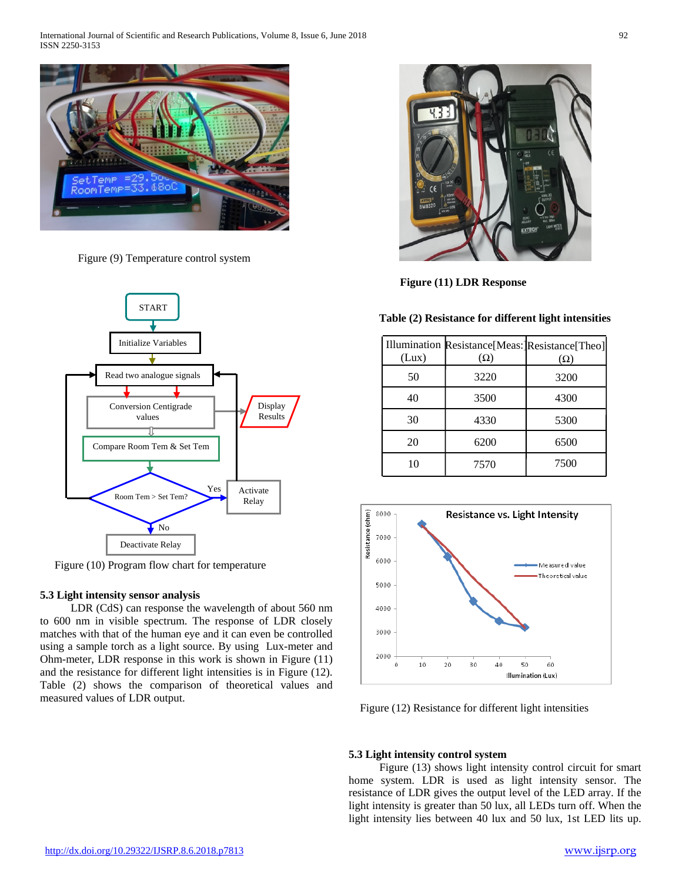Figure (9) Temperature control system

Figure (10) Program flow chart for temperature

### 5.3 Light intensity sensor analysis

LDR (CdS) can response the wavelength of about 560 nm to 600 nm in visible spectrum. The response of LDR closely matches with that of the human eye and it can even be controlled using a sample torch as a light source. By using Lux-meter and Ohm-meter, LDR response in this work is shown in Figure (11) and the resistance for different light intensities is in Figure (12). Table (2) shows the comparison of theoretical values and measured values of LDR output.

**Figure (11) LDR Response**

**Table (2) Resistance for different light intensities**

| Illumination (Lux) | Resistance[Meas:] (Ω) | Resistance[Theo] (Ω) |
|---|---|---|
| 50 | 3220 | 3200 |
| 40 | 3500 | 4300 |
| 30 | 4330 | 5300 |
| 20 | 6200 | 6500 |
| 10 | 7570 | 7500 |

Figure (12) Resistance for different light intensities

### 5.3 Light intensity control system

Figure (13) shows light intensity control circuit for smart home system. LDR is used as light intensity sensor. The resistance of LDR gives the output level of the LED array. If the light intensity is greater than 50 lux, all LEDs turn off. When the light intensity lies between 40 lux and 50 lux, 1st LED lits up.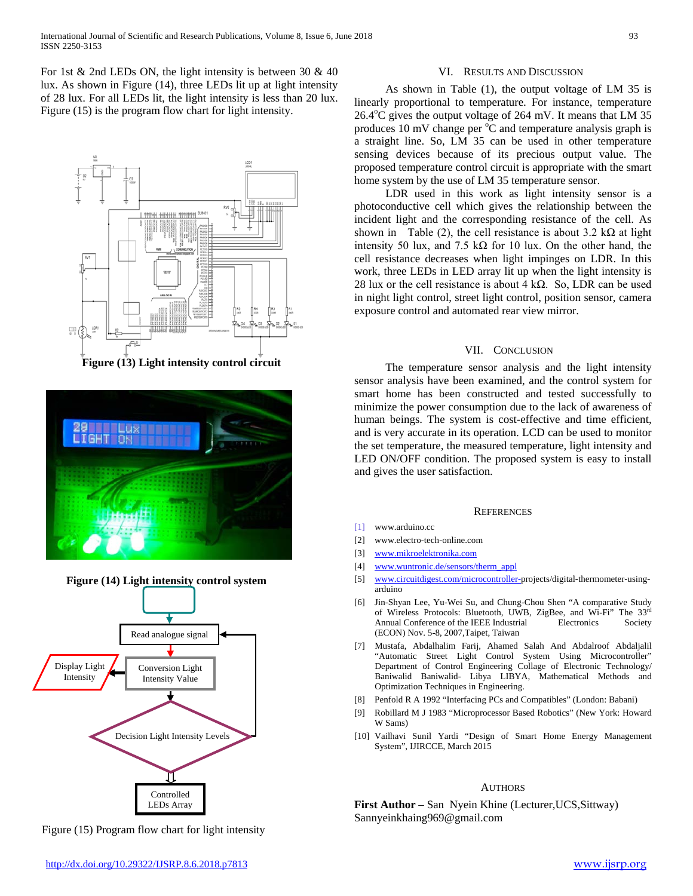For 1st & 2nd LEDs ON, the light intensity is between 30 & 40 lux. As shown in Figure (14), three LEDs lit up at light intensity of 28 lux. For all LEDs lit, the light intensity is less than 20 lux. Figure (15) is the program flow chart for light intensity.

**Figure (13) Light intensity control circuit**

**Figure (14) Light intensity control system**

Figure (15) Program flow chart for light intensity

## VI. Results and Discussion

As shown in Table (1), the output voltage of LM 35 is linearly proportional to temperature. For instance, temperature 26.4°C gives the output voltage of 264 mV. It means that LM 35 produces 10 mV change per °C and temperature analysis graph is a straight line. So, LM 35 can be used in other temperature sensing devices because of its precious output value. The proposed temperature control circuit is appropriate with the smart home system by the use of LM 35 temperature sensor.

LDR used in this work as light intensity sensor is a photoconductive cell which gives the relationship between the incident light and the corresponding resistance of the cell. As shown in Table (2), the cell resistance is about 3.2 kΩ at light intensity 50 lux, and 7.5 kΩ for 10 lux. On the other hand, the cell resistance decreases when light impinges on LDR. In this work, three LEDs in LED array lit up when the light intensity is 28 lux or the cell resistance is about 4 kΩ. So, LDR can be used in night light control, street light control, position sensor, camera exposure control and automated rear view mirror.

## VII. Conclusion

The temperature sensor analysis and the light intensity sensor analysis have been examined, and the control system for smart home has been constructed and tested successfully to minimize the power consumption due to the lack of awareness of human beings. The system is cost-effective and time efficient, and is very accurate in its operation. LCD can be used to monitor the set temperature, the measured temperature, light intensity and LED ON/OFF condition. The proposed system is easy to install and gives the user satisfaction.

## References

[1] www.arduino.cc

[2] www.electro-tech-online.com

[3] www.mikroelektronika.com

[4] www.wuntronic.de/sensors/therm_appl

[5] www.circuitdigest.com/microcontroller-projects/digital-thermometer-using-arduino

[6] Jin-Shyan Lee, Yu-Wei Su, and Chung-Chou Shen "A comparative Study of Wireless Protocols: Bluetooth, UWB, ZigBee, and Wi-Fi" The 33rd Annual Conference of the IEEE Industrial Electronics Society (ECON) Nov. 5-8, 2007,Taipet, Taiwan

[7] Mustafa, Abdalhalim Farij, Ahamed Salah And Abdalroof Abdaljalil "Automatic Street Light Control System Using Microcontroller" Department of Control Engineering Collage of Electronic Technology/ Baniwalid Baniwalid- Libya LIBYA, Mathematical Methods and Optimization Techniques in Engineering.

[8] Penfold R A 1992 "Interfacing PCs and Compatibles" (London: Babani)

[9] Robillard M J 1983 "Microprocessor Based Robotics" (New York: Howard W Sams)

[10] Vailhavi Sunil Yardi "Design of Smart Home Energy Management System", IJIRCCE, March 2015

## Authors

**First Author** – San Nyein Khine (Lecturer,UCS,Sittway) Sannyeinkhaing969@gmail.com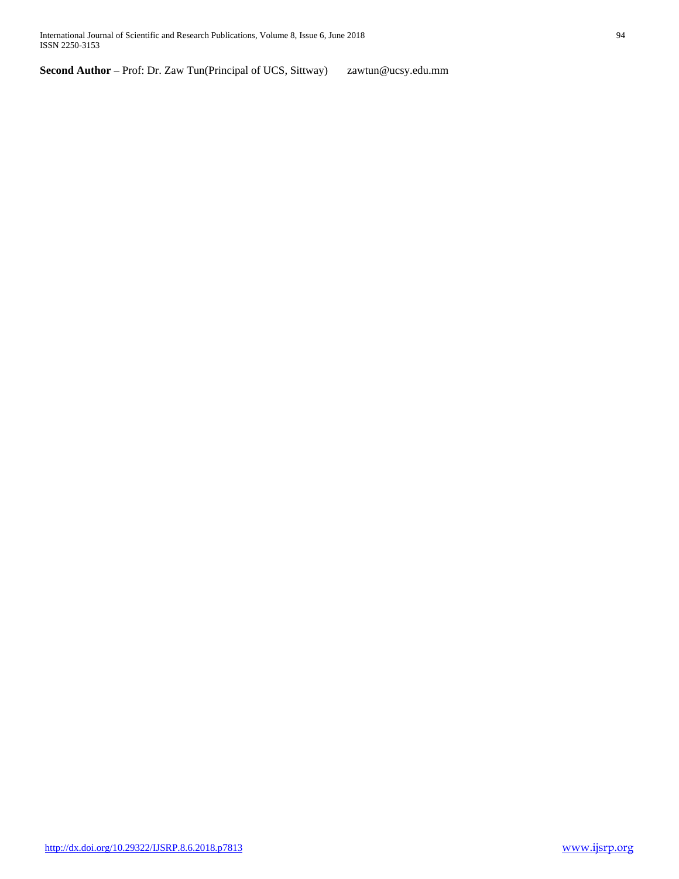**Second Author** – Prof: Dr. Zaw Tun(Principal of UCS, Sittway) zawtun@ucsy.edu.mm